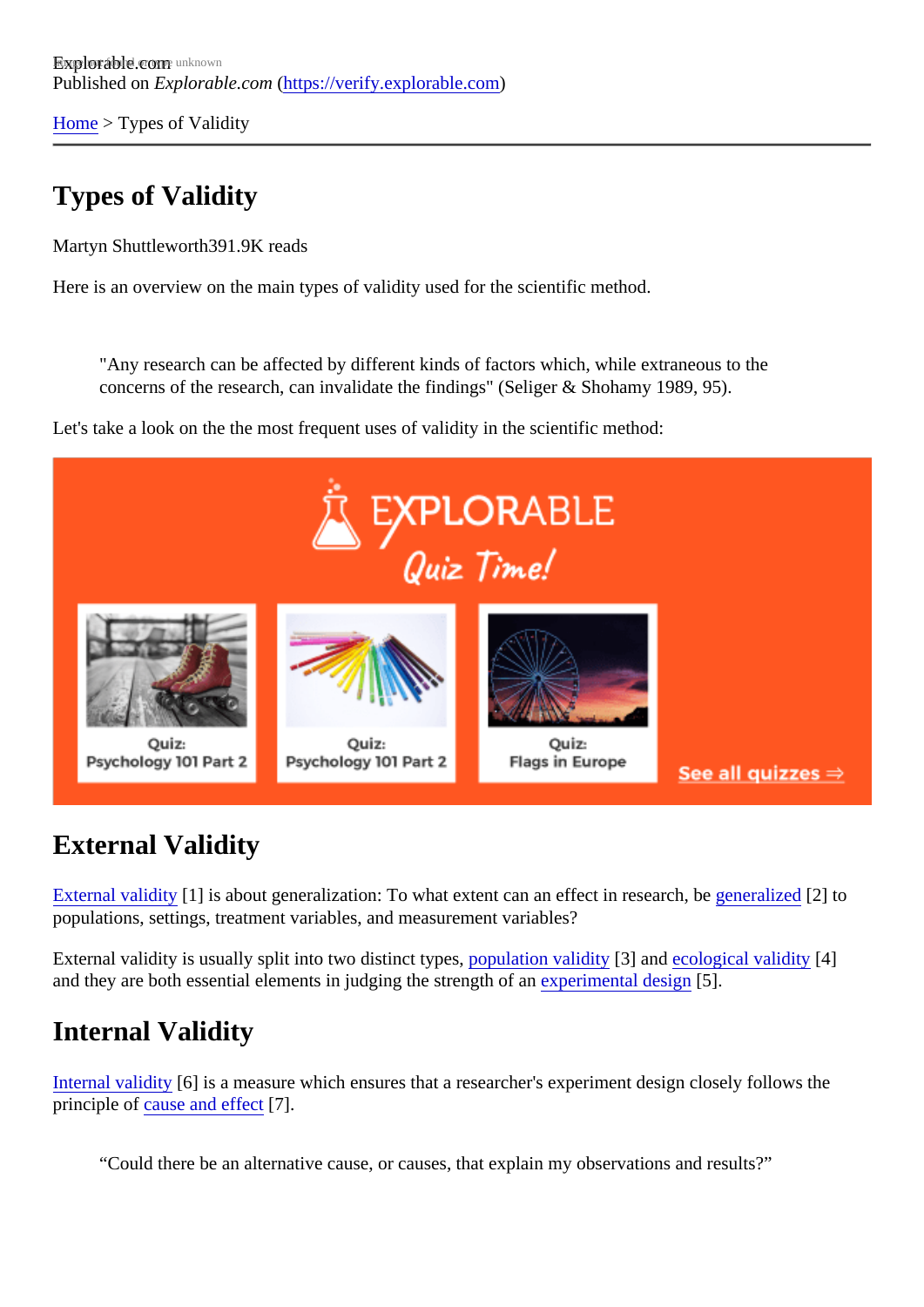Explorable.com
Published on *Explorable.com* (https://verify.explorable.com)

Home > Types of Validity

# Types of Validity

Martyn Shuttleworth391.9K reads

Here is an overview on the main types of validity used for the scientific method.

> "Any research can be affected by different kinds of factors which, while extraneous to the concerns of the research, can invalidate the findings" (Seliger & Shohamy 1989, 95).

Let's take a look on the the most frequent uses of validity in the scientific method:

## External Validity

External validity [1] is about generalization: To what extent can an effect in research, be generalized [2] to populations, settings, treatment variables, and measurement variables?

External validity is usually split into two distinct types, population validity [3] and ecological validity [4] and they are both essential elements in judging the strength of an experimental design [5].

## Internal Validity

Internal validity [6] is a measure which ensures that a researcher's experiment design closely follows the principle of cause and effect [7].

> "Could there be an alternative cause, or causes, that explain my observations and results?"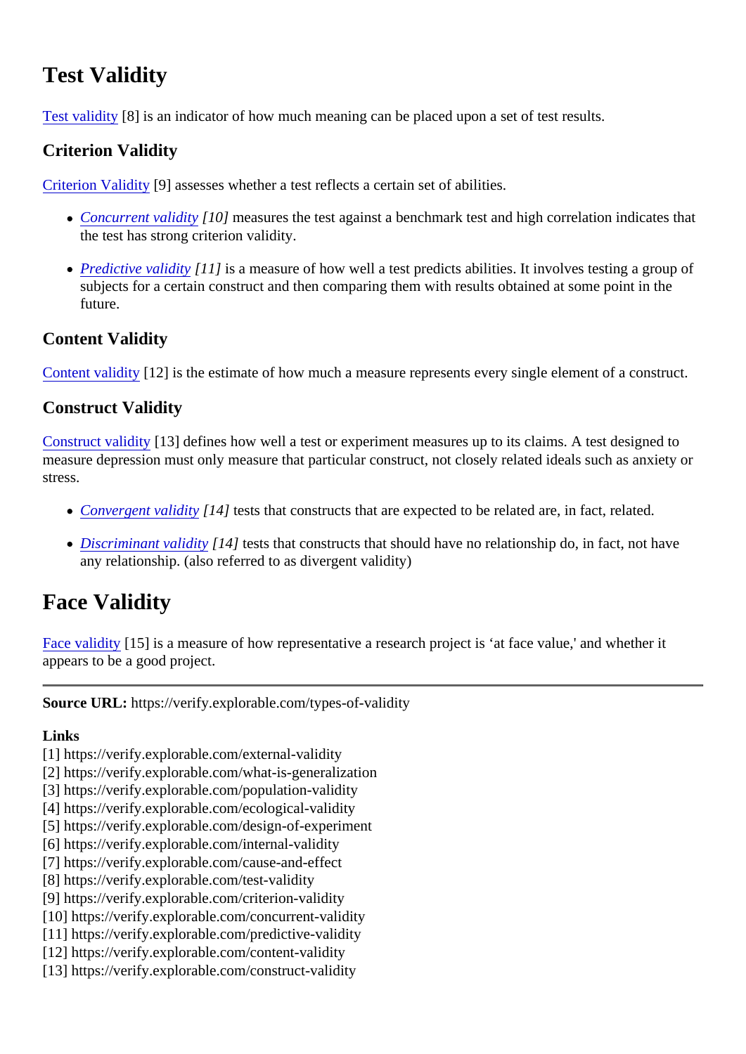# Test Validity

Test validity [8] is an indicator of how much meaning can be placed upon a set of test results.

## Criterion Validity

Criterion Validity [9] assesses whether a test reflects a certain set of abilities.

- *Concurrent validity [10]* measures the test against a benchmark test and high correlation indicates that the test has strong criterion validity.
- *Predictive validity [11]* is a measure of how well a test predicts abilities. It involves testing a group of subjects for a certain construct and then comparing them with results obtained at some point in the future.

## Content Validity

Content validity [12] is the estimate of how much a measure represents every single element of a construct.

## Construct Validity

Construct validity [13] defines how well a test or experiment measures up to its claims. A test designed to measure depression must only measure that particular construct, not closely related ideals such as anxiety or stress.

- *Convergent validity [14]* tests that constructs that are expected to be related are, in fact, related.
- *Discriminant validity [14]* tests that constructs that should have no relationship do, in fact, not have any relationship. (also referred to as divergent validity)

# Face Validity

Face validity [15] is a measure of how representative a research project is 'at face value,' and whether it appears to be a good project.

---

**Source URL:** https://verify.explorable.com/types-of-validity

**Links**
[1] https://verify.explorable.com/external-validity
[2] https://verify.explorable.com/what-is-generalization
[3] https://verify.explorable.com/population-validity
[4] https://verify.explorable.com/ecological-validity
[5] https://verify.explorable.com/design-of-experiment
[6] https://verify.explorable.com/internal-validity
[7] https://verify.explorable.com/cause-and-effect
[8] https://verify.explorable.com/test-validity
[9] https://verify.explorable.com/criterion-validity
[10] https://verify.explorable.com/concurrent-validity
[11] https://verify.explorable.com/predictive-validity
[12] https://verify.explorable.com/content-validity
[13] https://verify.explorable.com/construct-validity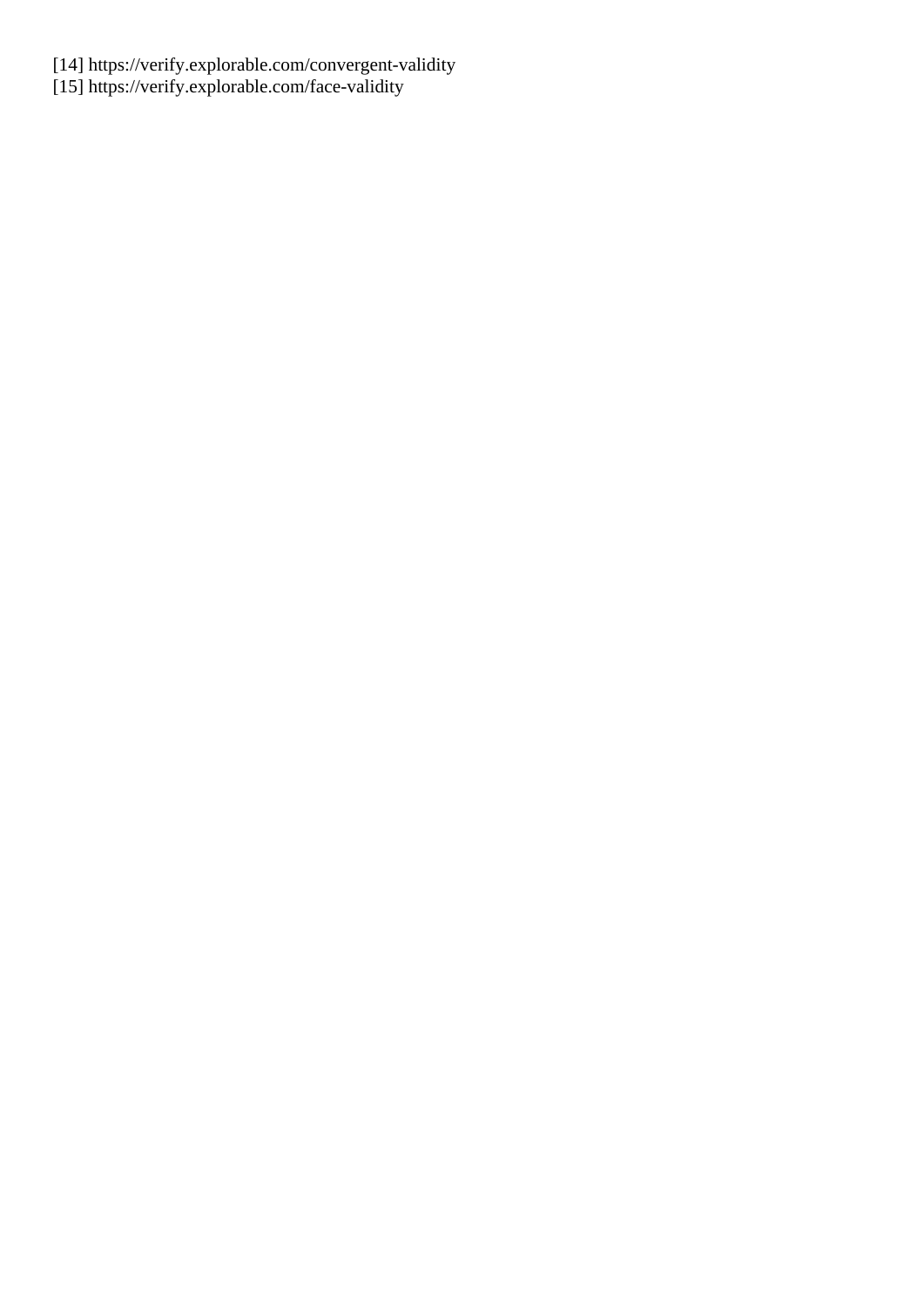[14] https://verify.explorable.com/convergent-validity
[15] https://verify.explorable.com/face-validity